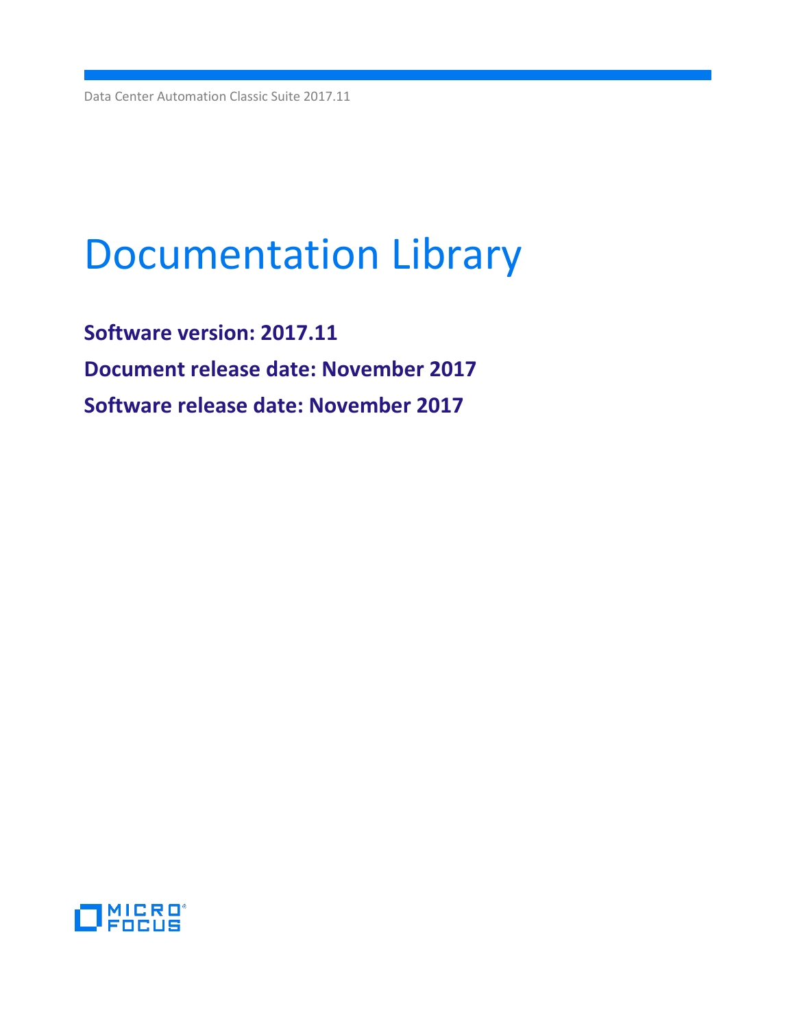Data Center Automation Classic Suite 2017.11

# Documentation Library

**Software version: 2017.11**

**Document release date: November 2017**

**Software release date: November 2017**

MICRO FOCUS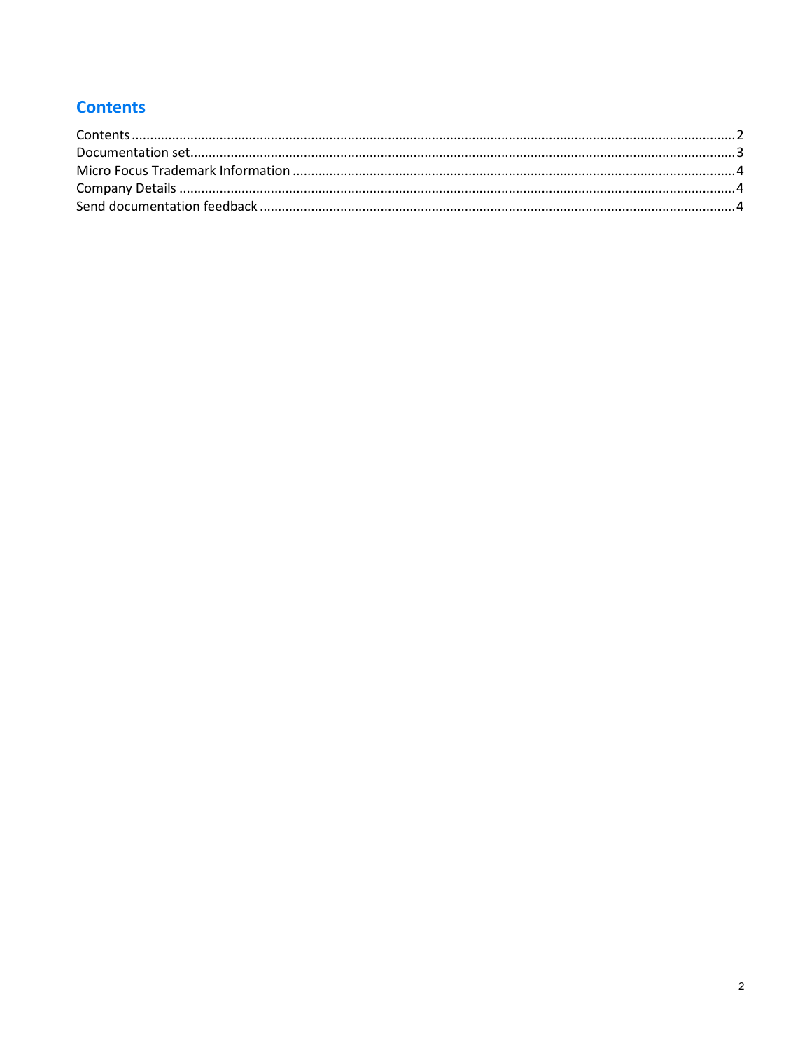# Contents

Contents .......... 2
Documentation set .......... 3
Micro Focus Trademark Information .......... 4
Company Details .......... 4
Send documentation feedback .......... 4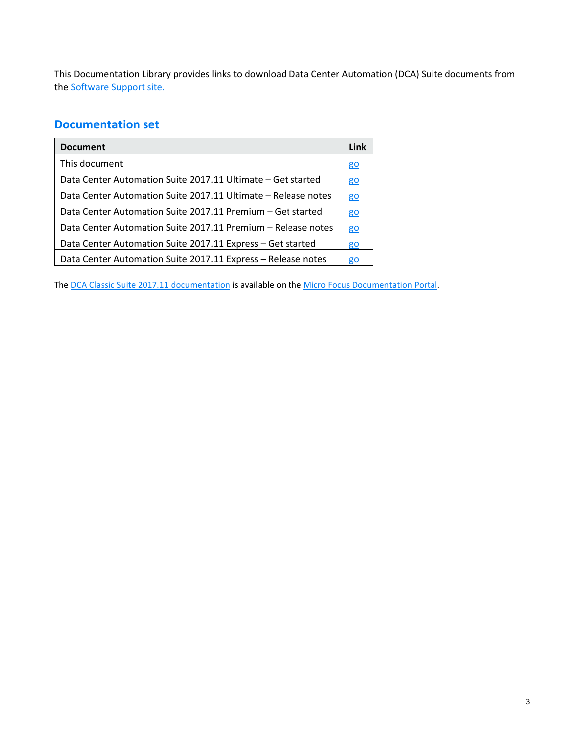This Documentation Library provides links to download Data Center Automation (DCA) Suite documents from the Software Support site.

## Documentation set

| Document | Link |
|---|---|
| This document | go |
| Data Center Automation Suite 2017.11 Ultimate – Get started | go |
| Data Center Automation Suite 2017.11 Ultimate – Release notes | go |
| Data Center Automation Suite 2017.11 Premium – Get started | go |
| Data Center Automation Suite 2017.11 Premium – Release notes | go |
| Data Center Automation Suite 2017.11 Express – Get started | go |
| Data Center Automation Suite 2017.11 Express – Release notes | go |

The DCA Classic Suite 2017.11 documentation is available on the Micro Focus Documentation Portal.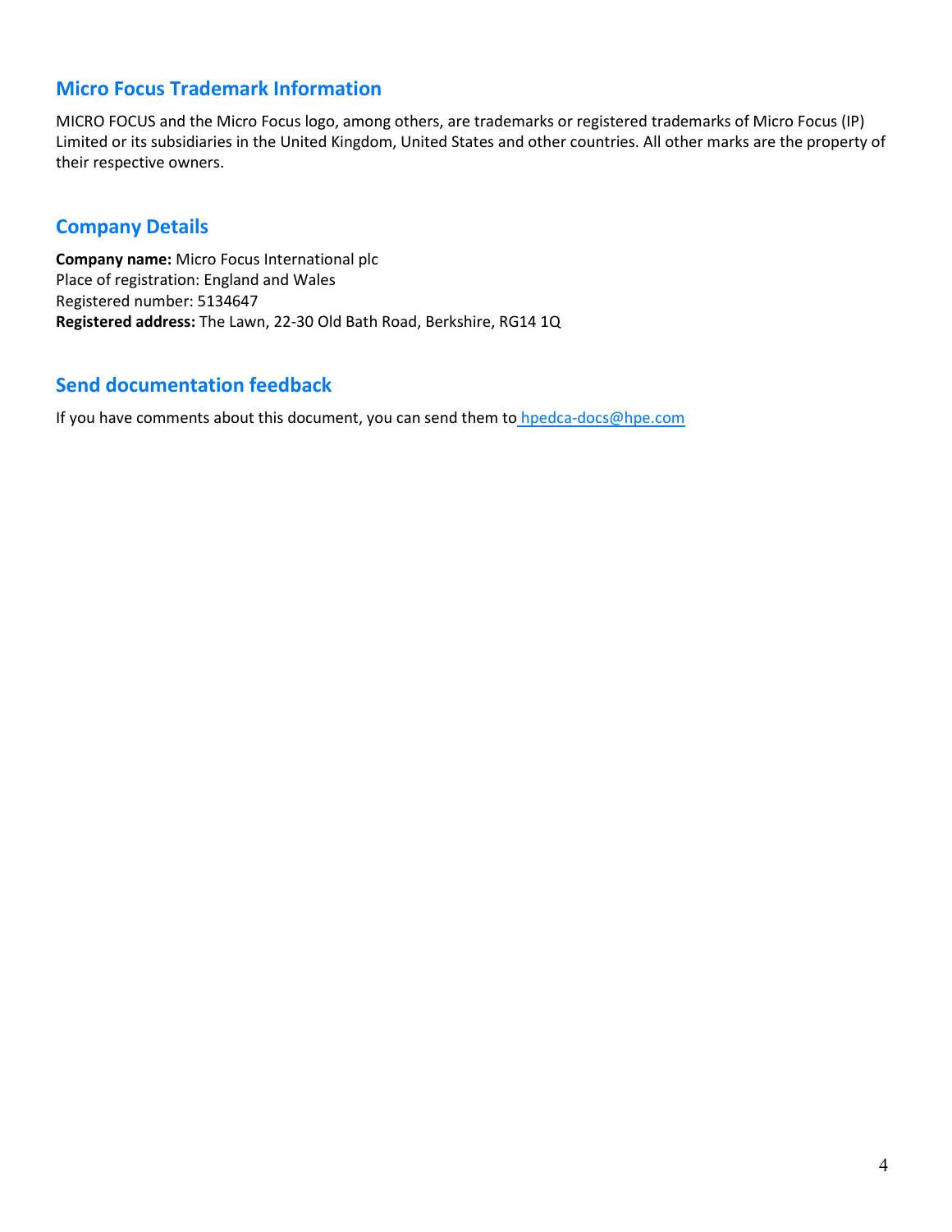## Micro Focus Trademark Information

MICRO FOCUS and the Micro Focus logo, among others, are trademarks or registered trademarks of Micro Focus (IP) Limited or its subsidiaries in the United Kingdom, United States and other countries. All other marks are the property of their respective owners.

## Company Details

**Company name:** Micro Focus International plc
Place of registration: England and Wales
Registered number: 5134647
**Registered address:** The Lawn, 22-30 Old Bath Road, Berkshire, RG14 1Q

## Send documentation feedback

If you have comments about this document, you can send them to hpedca-docs@hpe.com